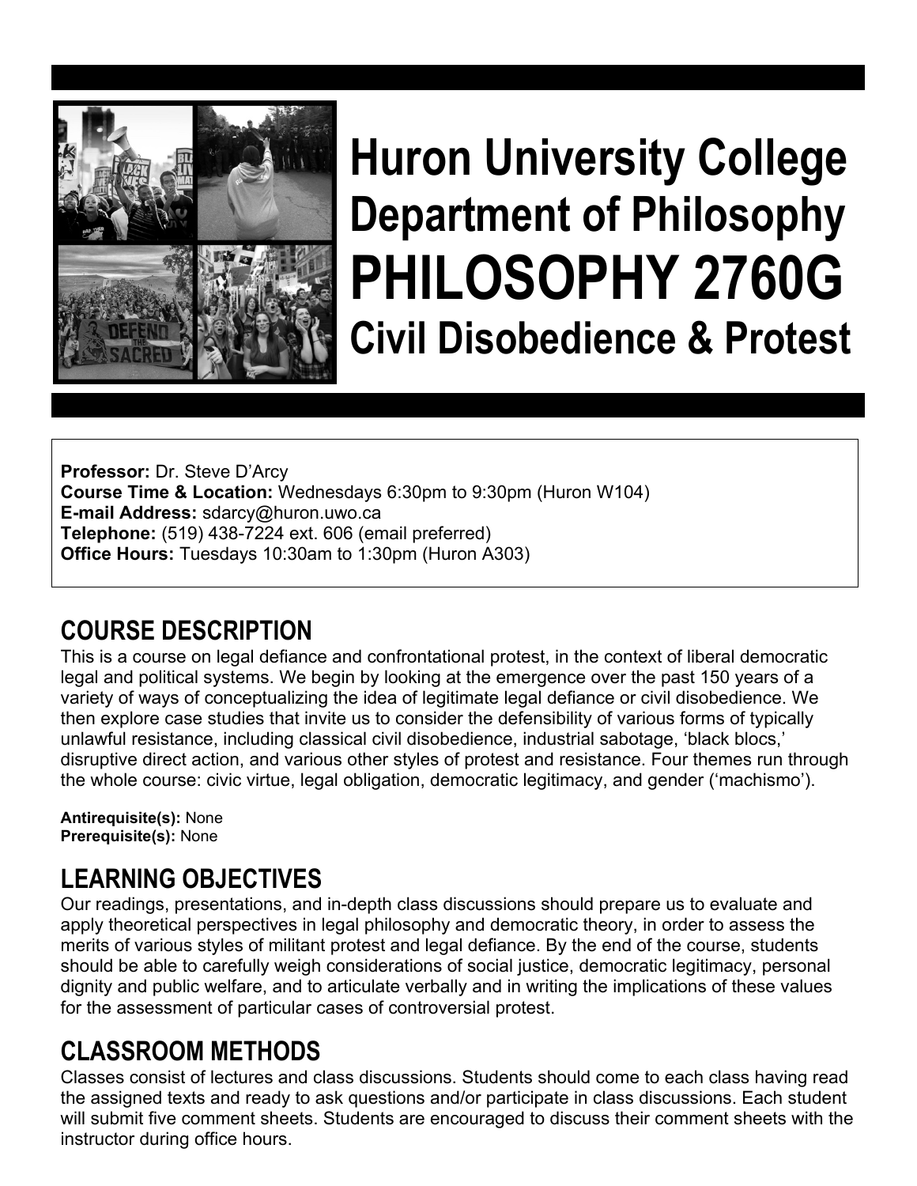# Huron University College
## Department of Philosophy
# PHILOSOPHY 2760G
## Civil Disobedience & Protest

**Professor:** Dr. Steve D'Arcy
**Course Time & Location:** Wednesdays 6:30pm to 9:30pm (Huron W104)
**E-mail Address:** sdarcy@huron.uwo.ca
**Telephone:** (519) 438-7224 ext. 606 (email preferred)
**Office Hours:** Tuesdays 10:30am to 1:30pm (Huron A303)

## COURSE DESCRIPTION

This is a course on legal defiance and confrontational protest, in the context of liberal democratic legal and political systems. We begin by looking at the emergence over the past 150 years of a variety of ways of conceptualizing the idea of legitimate legal defiance or civil disobedience. We then explore case studies that invite us to consider the defensibility of various forms of typically unlawful resistance, including classical civil disobedience, industrial sabotage, 'black blocs,' disruptive direct action, and various other styles of protest and resistance. Four themes run through the whole course: civic virtue, legal obligation, democratic legitimacy, and gender ('machismo').

**Antirequisite(s):** None
**Prerequisite(s):** None

## LEARNING OBJECTIVES

Our readings, presentations, and in-depth class discussions should prepare us to evaluate and apply theoretical perspectives in legal philosophy and democratic theory, in order to assess the merits of various styles of militant protest and legal defiance. By the end of the course, students should be able to carefully weigh considerations of social justice, democratic legitimacy, personal dignity and public welfare, and to articulate verbally and in writing the implications of these values for the assessment of particular cases of controversial protest.

## CLASSROOM METHODS

Classes consist of lectures and class discussions. Students should come to each class having read the assigned texts and ready to ask questions and/or participate in class discussions. Each student will submit five comment sheets. Students are encouraged to discuss their comment sheets with the instructor during office hours.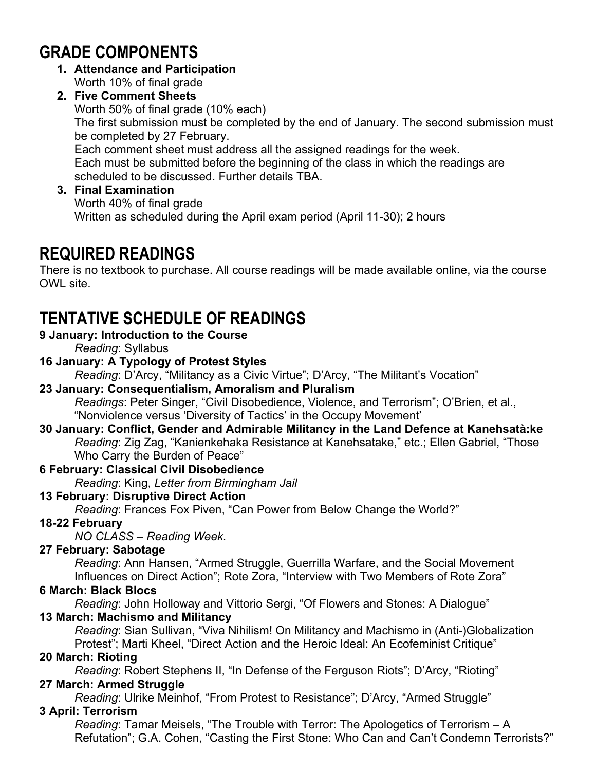## GRADE COMPONENTS

1. **Attendance and Participation**
   Worth 10% of final grade
2. **Five Comment Sheets**
   Worth 50% of final grade (10% each)
   The first submission must be completed by the end of January. The second submission must be completed by 27 February.
   Each comment sheet must address all the assigned readings for the week.
   Each must be submitted before the beginning of the class in which the readings are scheduled to be discussed. Further details TBA.
3. **Final Examination**
   Worth 40% of final grade
   Written as scheduled during the April exam period (April 11-30); 2 hours

## REQUIRED READINGS

There is no textbook to purchase. All course readings will be made available online, via the course OWL site.

## TENTATIVE SCHEDULE OF READINGS

**9 January: Introduction to the Course**
*Reading*: Syllabus

**16 January: A Typology of Protest Styles**
*Reading*: D'Arcy, "Militancy as a Civic Virtue"; D'Arcy, "The Militant's Vocation"

**23 January: Consequentialism, Amoralism and Pluralism**
*Readings*: Peter Singer, "Civil Disobedience, Violence, and Terrorism"; O'Brien, et al., "Nonviolence versus 'Diversity of Tactics' in the Occupy Movement'

**30 January: Conflict, Gender and Admirable Militancy in the Land Defence at Kanehsatà:ke**
*Reading*: Zig Zag, "Kanienkehaka Resistance at Kanehsatake," etc.; Ellen Gabriel, "Those Who Carry the Burden of Peace"

**6 February: Classical Civil Disobedience**
*Reading*: King, *Letter from Birmingham Jail*

**13 February: Disruptive Direct Action**
*Reading*: Frances Fox Piven, "Can Power from Below Change the World?"

**18-22 February**
*NO CLASS – Reading Week.*

**27 February: Sabotage**
*Reading*: Ann Hansen, "Armed Struggle, Guerrilla Warfare, and the Social Movement Influences on Direct Action"; Rote Zora, "Interview with Two Members of Rote Zora"

**6 March: Black Blocs**
*Reading*: John Holloway and Vittorio Sergi, "Of Flowers and Stones: A Dialogue"

**13 March: Machismo and Militancy**
*Reading*: Sian Sullivan, "Viva Nihilism! On Militancy and Machismo in (Anti-)Globalization Protest"; Marti Kheel, "Direct Action and the Heroic Ideal: An Ecofeminist Critique"

**20 March: Rioting**
*Reading*: Robert Stephens II, "In Defense of the Ferguson Riots"; D'Arcy, "Rioting"

**27 March: Armed Struggle**
*Reading*: Ulrike Meinhof, "From Protest to Resistance"; D'Arcy, "Armed Struggle"

**3 April: Terrorism**
*Reading*: Tamar Meisels, "The Trouble with Terror: The Apologetics of Terrorism – A Refutation"; G.A. Cohen, "Casting the First Stone: Who Can and Can't Condemn Terrorists?"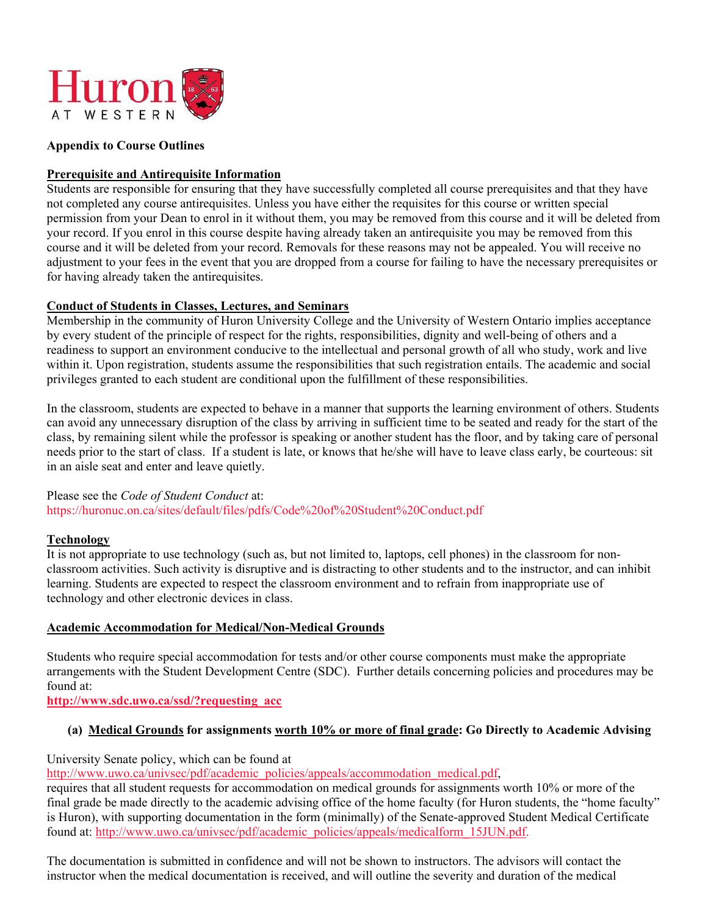**Appendix to Course Outlines**

**Prerequisite and Antirequisite Information**

Students are responsible for ensuring that they have successfully completed all course prerequisites and that they have not completed any course antirequisites. Unless you have either the requisites for this course or written special permission from your Dean to enrol in it without them, you may be removed from this course and it will be deleted from your record. If you enrol in this course despite having already taken an antirequisite you may be removed from this course and it will be deleted from your record. Removals for these reasons may not be appealed. You will receive no adjustment to your fees in the event that you are dropped from a course for failing to have the necessary prerequisites or for having already taken the antirequisites.

**Conduct of Students in Classes, Lectures, and Seminars**

Membership in the community of Huron University College and the University of Western Ontario implies acceptance by every student of the principle of respect for the rights, responsibilities, dignity and well-being of others and a readiness to support an environment conducive to the intellectual and personal growth of all who study, work and live within it. Upon registration, students assume the responsibilities that such registration entails. The academic and social privileges granted to each student are conditional upon the fulfillment of these responsibilities.

In the classroom, students are expected to behave in a manner that supports the learning environment of others. Students can avoid any unnecessary disruption of the class by arriving in sufficient time to be seated and ready for the start of the class, by remaining silent while the professor is speaking or another student has the floor, and by taking care of personal needs prior to the start of class. If a student is late, or knows that he/she will have to leave class early, be courteous: sit in an aisle seat and enter and leave quietly.

Please see the *Code of Student Conduct* at:
https://huronuc.on.ca/sites/default/files/pdfs/Code%20of%20Student%20Conduct.pdf

**Technology**

It is not appropriate to use technology (such as, but not limited to, laptops, cell phones) in the classroom for non-classroom activities. Such activity is disruptive and is distracting to other students and to the instructor, and can inhibit learning. Students are expected to respect the classroom environment and to refrain from inappropriate use of technology and other electronic devices in class.

**Academic Accommodation for Medical/Non-Medical Grounds**

Students who require special accommodation for tests and/or other course components must make the appropriate arrangements with the Student Development Centre (SDC). Further details concerning policies and procedures may be found at:
**http://www.sdc.uwo.ca/ssd/?requesting_acc**

**(a) Medical Grounds for assignments worth 10% or more of final grade: Go Directly to Academic Advising**

University Senate policy, which can be found at
http://www.uwo.ca/univsec/pdf/academic_policies/appeals/accommodation_medical.pdf,
requires that all student requests for accommodation on medical grounds for assignments worth 10% or more of the final grade be made directly to the academic advising office of the home faculty (for Huron students, the "home faculty" is Huron), with supporting documentation in the form (minimally) of the Senate-approved Student Medical Certificate found at: http://www.uwo.ca/univsec/pdf/academic_policies/appeals/medicalform_15JUN.pdf.

The documentation is submitted in confidence and will not be shown to instructors. The advisors will contact the instructor when the medical documentation is received, and will outline the severity and duration of the medical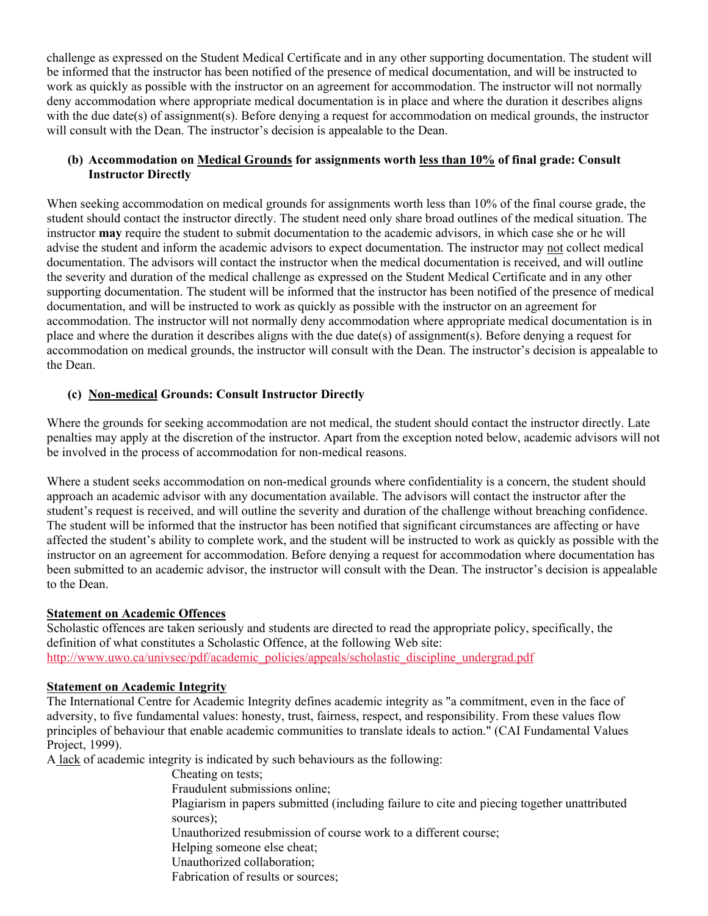challenge as expressed on the Student Medical Certificate and in any other supporting documentation. The student will be informed that the instructor has been notified of the presence of medical documentation, and will be instructed to work as quickly as possible with the instructor on an agreement for accommodation. The instructor will not normally deny accommodation where appropriate medical documentation is in place and where the duration it describes aligns with the due date(s) of assignment(s). Before denying a request for accommodation on medical grounds, the instructor will consult with the Dean. The instructor's decision is appealable to the Dean.

**(b) Accommodation on <u>Medical Grounds</u> for assignments worth <u>less than 10%</u> of final grade: Consult Instructor Directly**

When seeking accommodation on medical grounds for assignments worth less than 10% of the final course grade, the student should contact the instructor directly. The student need only share broad outlines of the medical situation. The instructor **may** require the student to submit documentation to the academic advisors, in which case she or he will advise the student and inform the academic advisors to expect documentation. The instructor may <u>not</u> collect medical documentation. The advisors will contact the instructor when the medical documentation is received, and will outline the severity and duration of the medical challenge as expressed on the Student Medical Certificate and in any other supporting documentation. The student will be informed that the instructor has been notified of the presence of medical documentation, and will be instructed to work as quickly as possible with the instructor on an agreement for accommodation. The instructor will not normally deny accommodation where appropriate medical documentation is in place and where the duration it describes aligns with the due date(s) of assignment(s). Before denying a request for accommodation on medical grounds, the instructor will consult with the Dean. The instructor's decision is appealable to the Dean.

**(c) <u>Non-medical</u> Grounds: Consult Instructor Directly**

Where the grounds for seeking accommodation are not medical, the student should contact the instructor directly. Late penalties may apply at the discretion of the instructor. Apart from the exception noted below, academic advisors will not be involved in the process of accommodation for non-medical reasons.

Where a student seeks accommodation on non-medical grounds where confidentiality is a concern, the student should approach an academic advisor with any documentation available. The advisors will contact the instructor after the student's request is received, and will outline the severity and duration of the challenge without breaching confidence. The student will be informed that the instructor has been notified that significant circumstances are affecting or have affected the student's ability to complete work, and the student will be instructed to work as quickly as possible with the instructor on an agreement for accommodation. Before denying a request for accommodation where documentation has been submitted to an academic advisor, the instructor will consult with the Dean. The instructor's decision is appealable to the Dean.

**<u>Statement on Academic Offences</u>**

Scholastic offences are taken seriously and students are directed to read the appropriate policy, specifically, the definition of what constitutes a Scholastic Offence, at the following Web site: http://www.uwo.ca/univsec/pdf/academic_policies/appeals/scholastic_discipline_undergrad.pdf

**<u>Statement on Academic Integrity</u>**

The International Centre for Academic Integrity defines academic integrity as "a commitment, even in the face of adversity, to five fundamental values: honesty, trust, fairness, respect, and responsibility. From these values flow principles of behaviour that enable academic communities to translate ideals to action." (CAI Fundamental Values Project, 1999).

A <u>lack</u> of academic integrity is indicated by such behaviours as the following:

- Cheating on tests;
- Fraudulent submissions online;
- Plagiarism in papers submitted (including failure to cite and piecing together unattributed sources);
- Unauthorized resubmission of course work to a different course;
- Helping someone else cheat;
- Unauthorized collaboration;
- Fabrication of results or sources;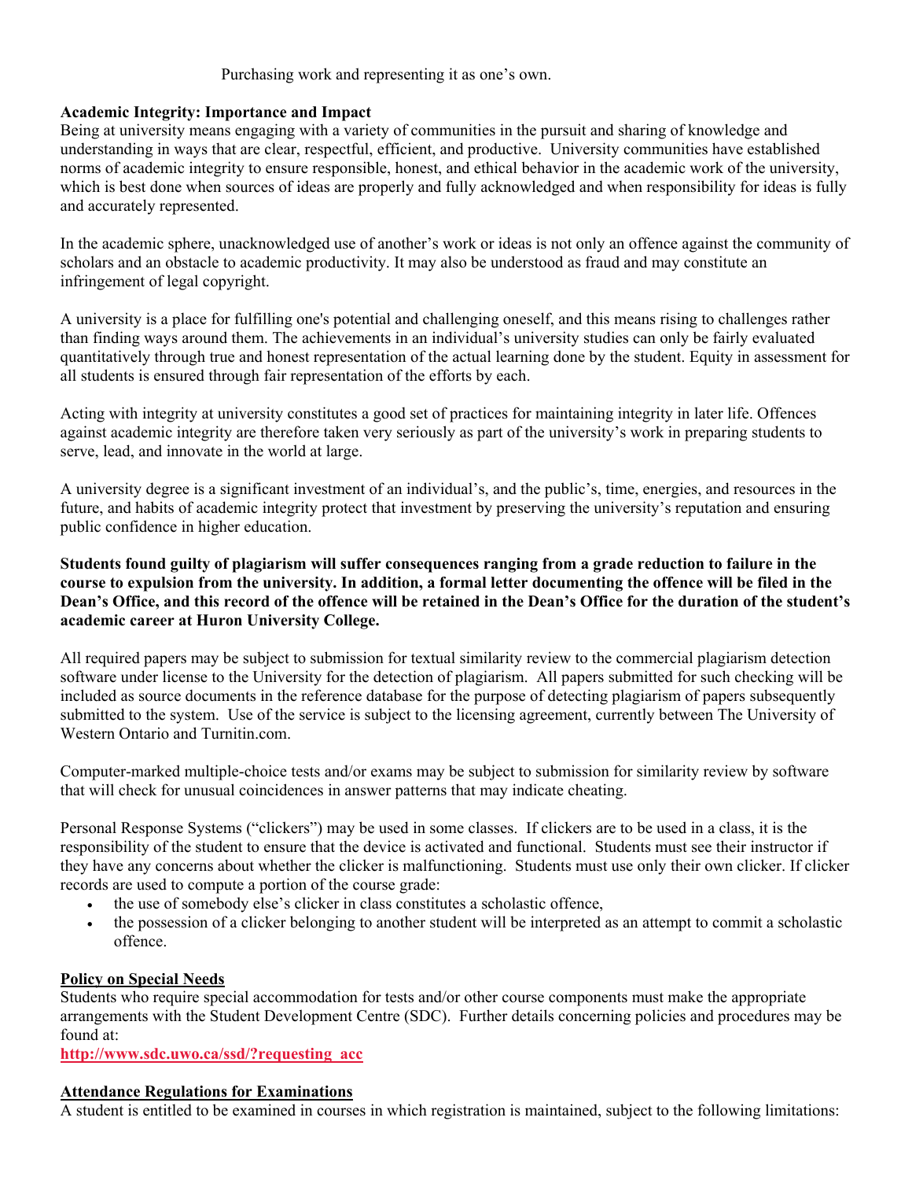Purchasing work and representing it as one's own.

**Academic Integrity: Importance and Impact**

Being at university means engaging with a variety of communities in the pursuit and sharing of knowledge and understanding in ways that are clear, respectful, efficient, and productive. University communities have established norms of academic integrity to ensure responsible, honest, and ethical behavior in the academic work of the university, which is best done when sources of ideas are properly and fully acknowledged and when responsibility for ideas is fully and accurately represented.

In the academic sphere, unacknowledged use of another's work or ideas is not only an offence against the community of scholars and an obstacle to academic productivity. It may also be understood as fraud and may constitute an infringement of legal copyright.

A university is a place for fulfilling one's potential and challenging oneself, and this means rising to challenges rather than finding ways around them. The achievements in an individual's university studies can only be fairly evaluated quantitatively through true and honest representation of the actual learning done by the student. Equity in assessment for all students is ensured through fair representation of the efforts by each.

Acting with integrity at university constitutes a good set of practices for maintaining integrity in later life. Offences against academic integrity are therefore taken very seriously as part of the university's work in preparing students to serve, lead, and innovate in the world at large.

A university degree is a significant investment of an individual's, and the public's, time, energies, and resources in the future, and habits of academic integrity protect that investment by preserving the university's reputation and ensuring public confidence in higher education.

**Students found guilty of plagiarism will suffer consequences ranging from a grade reduction to failure in the course to expulsion from the university. In addition, a formal letter documenting the offence will be filed in the Dean's Office, and this record of the offence will be retained in the Dean's Office for the duration of the student's academic career at Huron University College.**

All required papers may be subject to submission for textual similarity review to the commercial plagiarism detection software under license to the University for the detection of plagiarism. All papers submitted for such checking will be included as source documents in the reference database for the purpose of detecting plagiarism of papers subsequently submitted to the system. Use of the service is subject to the licensing agreement, currently between The University of Western Ontario and Turnitin.com.

Computer-marked multiple-choice tests and/or exams may be subject to submission for similarity review by software that will check for unusual coincidences in answer patterns that may indicate cheating.

Personal Response Systems ("clickers") may be used in some classes. If clickers are to be used in a class, it is the responsibility of the student to ensure that the device is activated and functional. Students must see their instructor if they have any concerns about whether the clicker is malfunctioning. Students must use only their own clicker. If clicker records are used to compute a portion of the course grade:

- the use of somebody else's clicker in class constitutes a scholastic offence,
- the possession of a clicker belonging to another student will be interpreted as an attempt to commit a scholastic offence.

**Policy on Special Needs**

Students who require special accommodation for tests and/or other course components must make the appropriate arrangements with the Student Development Centre (SDC). Further details concerning policies and procedures may be found at:

**http://www.sdc.uwo.ca/ssd/?requesting_acc**

**Attendance Regulations for Examinations**

A student is entitled to be examined in courses in which registration is maintained, subject to the following limitations: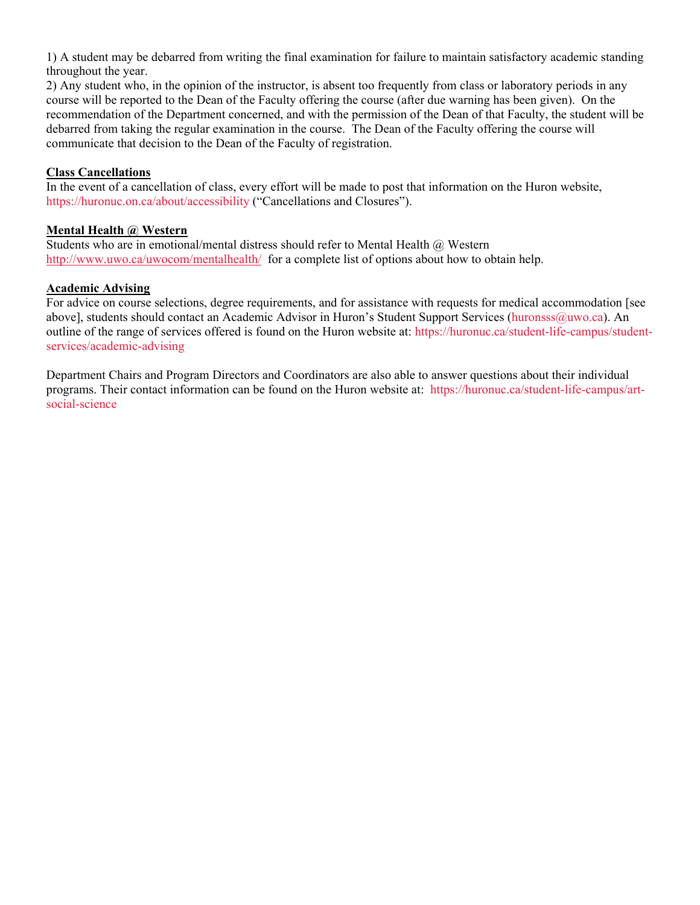1) A student may be debarred from writing the final examination for failure to maintain satisfactory academic standing throughout the year.
2) Any student who, in the opinion of the instructor, is absent too frequently from class or laboratory periods in any course will be reported to the Dean of the Faculty offering the course (after due warning has been given). On the recommendation of the Department concerned, and with the permission of the Dean of that Faculty, the student will be debarred from taking the regular examination in the course. The Dean of the Faculty offering the course will communicate that decision to the Dean of the Faculty of registration.

**Class Cancellations**

In the event of a cancellation of class, every effort will be made to post that information on the Huron website, https://huronuc.on.ca/about/accessibility ("Cancellations and Closures").

**Mental Health @ Western**

Students who are in emotional/mental distress should refer to Mental Health @ Western http://www.uwo.ca/uwocom/mentalhealth/ for a complete list of options about how to obtain help.

**Academic Advising**

For advice on course selections, degree requirements, and for assistance with requests for medical accommodation [see above], students should contact an Academic Advisor in Huron's Student Support Services (huronsss@uwo.ca). An outline of the range of services offered is found on the Huron website at: https://huronuc.ca/student-life-campus/student-services/academic-advising

Department Chairs and Program Directors and Coordinators are also able to answer questions about their individual programs. Their contact information can be found on the Huron website at: https://huronuc.ca/student-life-campus/art-social-science